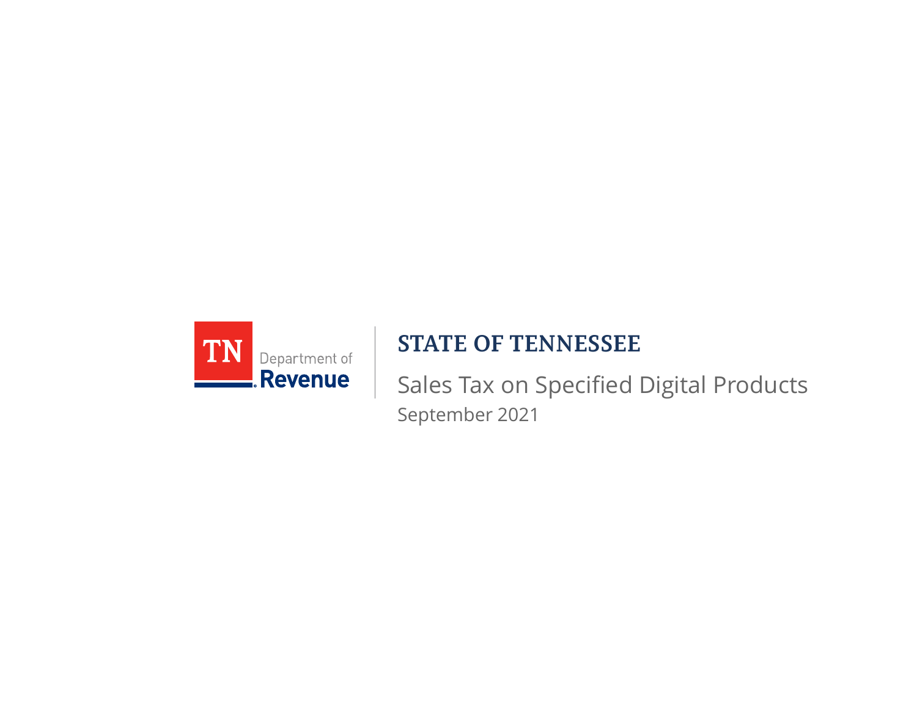TN Department of Revenue

# STATE OF TENNESSEE

## Sales Tax on Specified Digital Products

September 2021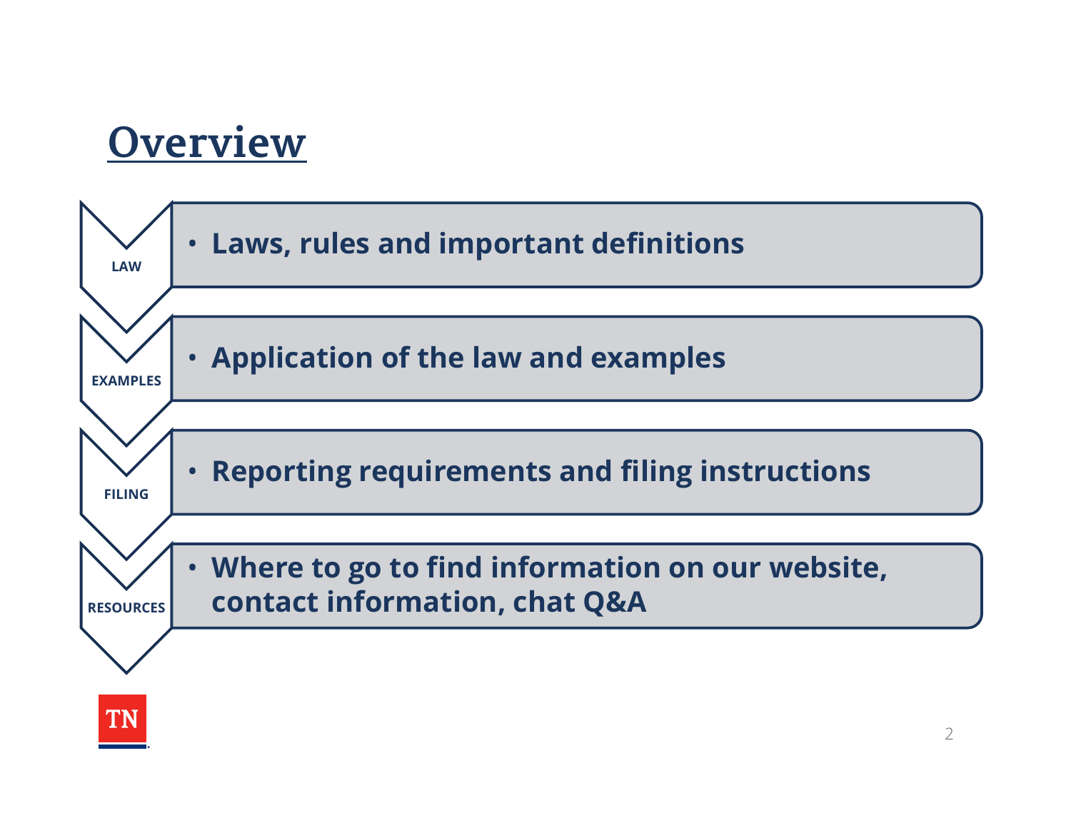# Overview

**LAW**

- **Laws, rules and important definitions**

**EXAMPLES**

- **Application of the law and examples**

**FILING**

- **Reporting requirements and filing instructions**

**RESOURCES**

- **Where to go to find information on our website, contact information, chat Q&A**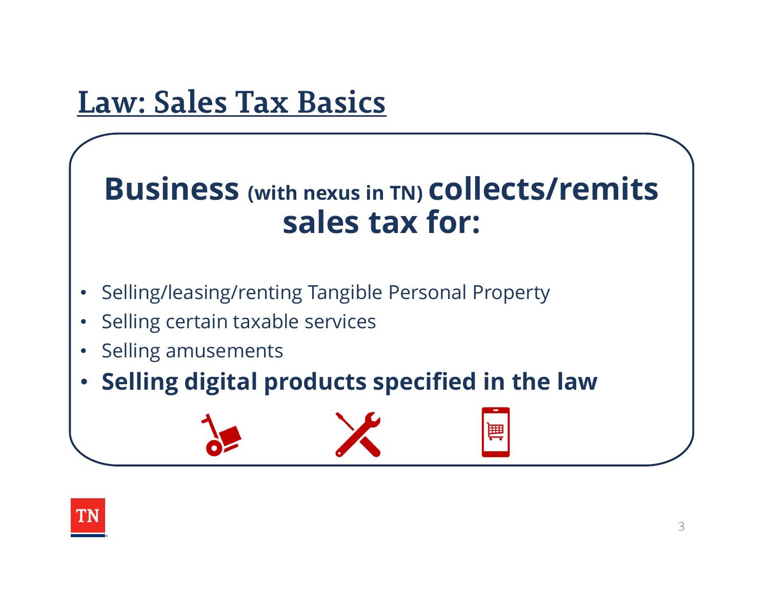# Law: Sales Tax Basics

## Business (with nexus in TN) collects/remits sales tax for:

- Selling/leasing/renting Tangible Personal Property
- Selling certain taxable services
- Selling amusements
- **Selling digital products specified in the law**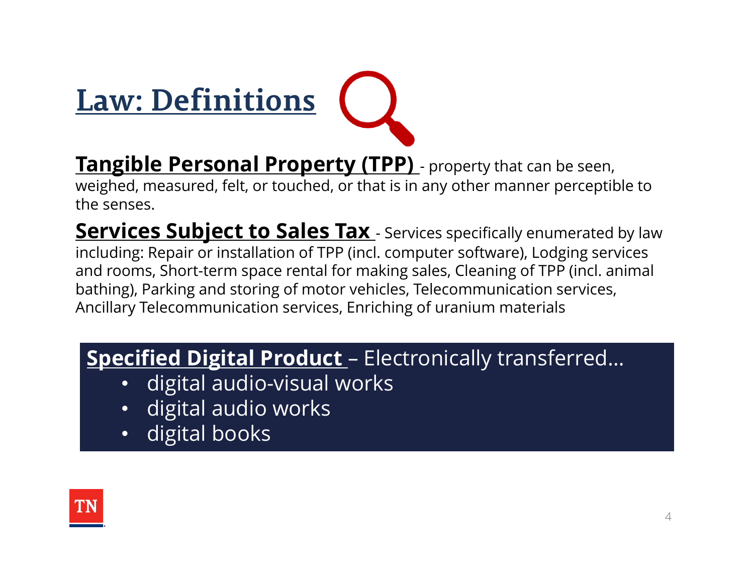# Law: Definitions

**Tangible Personal Property (TPP)** - property that can be seen, weighed, measured, felt, or touched, or that is in any other manner perceptible to the senses.

**Services Subject to Sales Tax** - Services specifically enumerated by law including: Repair or installation of TPP (incl. computer software), Lodging services and rooms, Short-term space rental for making sales, Cleaning of TPP (incl. animal bathing), Parking and storing of motor vehicles, Telecommunication services, Ancillary Telecommunication services, Enriching of uranium materials

**Specified Digital Product** – Electronically transferred…

- digital audio-visual works
- digital audio works
- digital books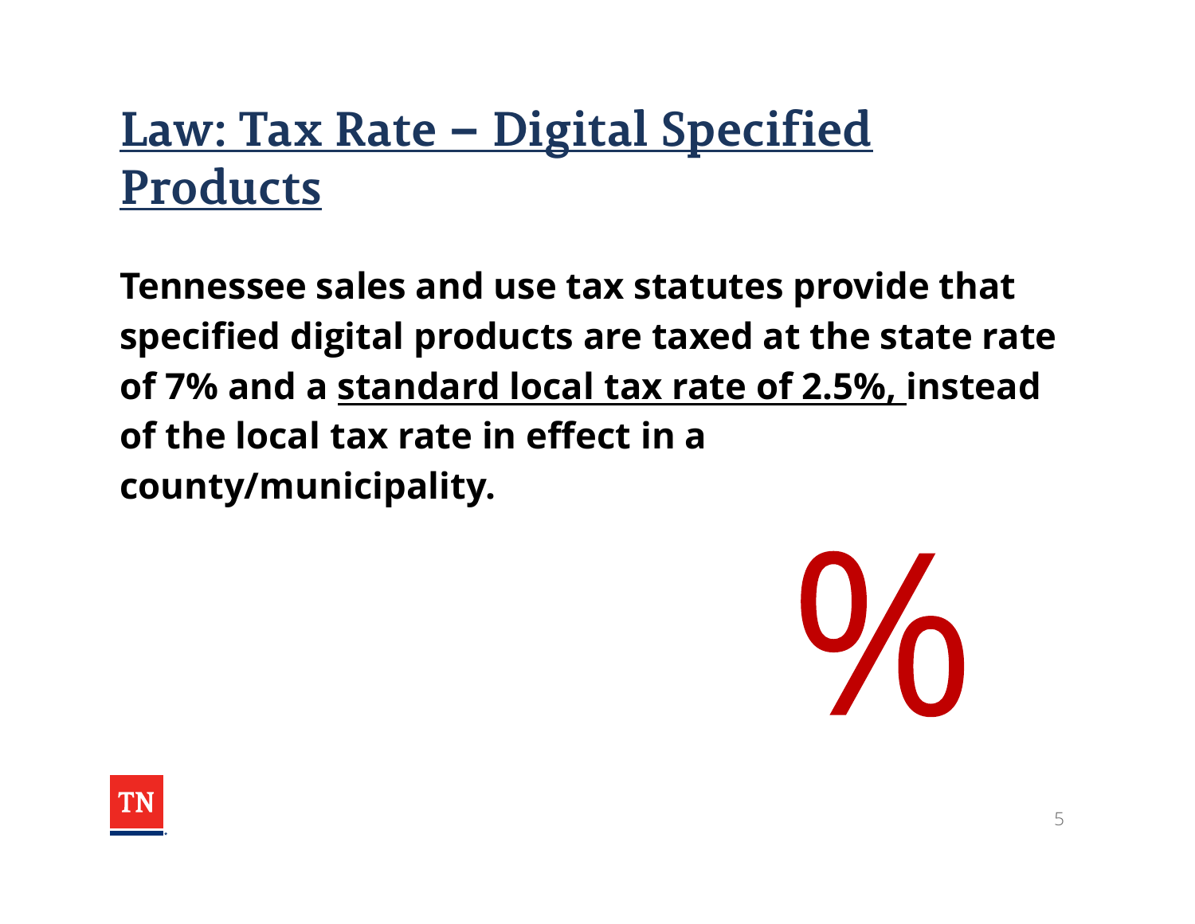# Law: Tax Rate – Digital Specified Products

**Tennessee sales and use tax statutes provide that specified digital products are taxed at the state rate of 7% and a standard local tax rate of 2.5%, instead of the local tax rate in effect in a county/municipality.**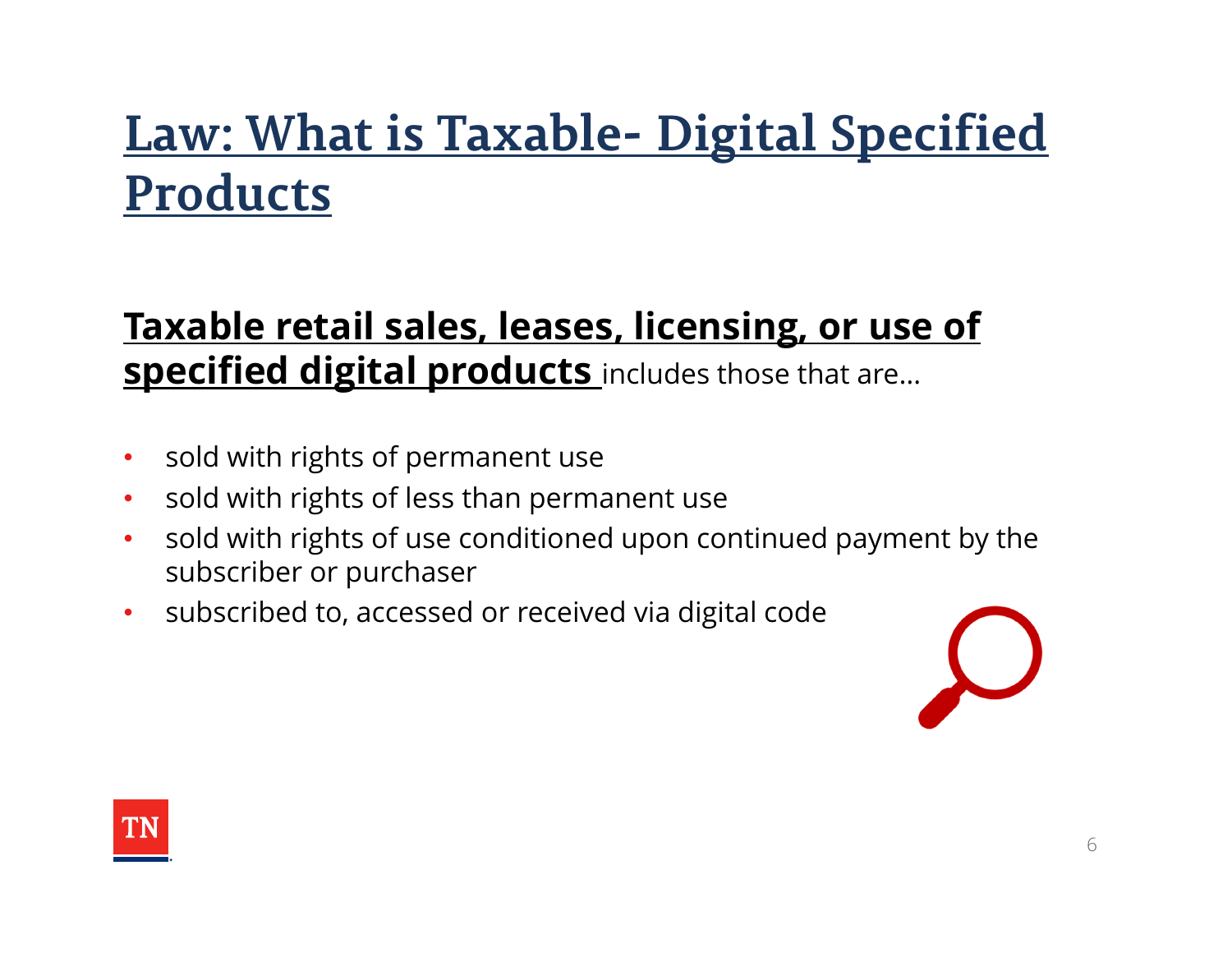# Law: What is Taxable- Digital Specified Products

**Taxable retail sales, leases, licensing, or use of specified digital products** includes those that are…

- sold with rights of permanent use
- sold with rights of less than permanent use
- sold with rights of use conditioned upon continued payment by the subscriber or purchaser
- subscribed to, accessed or received via digital code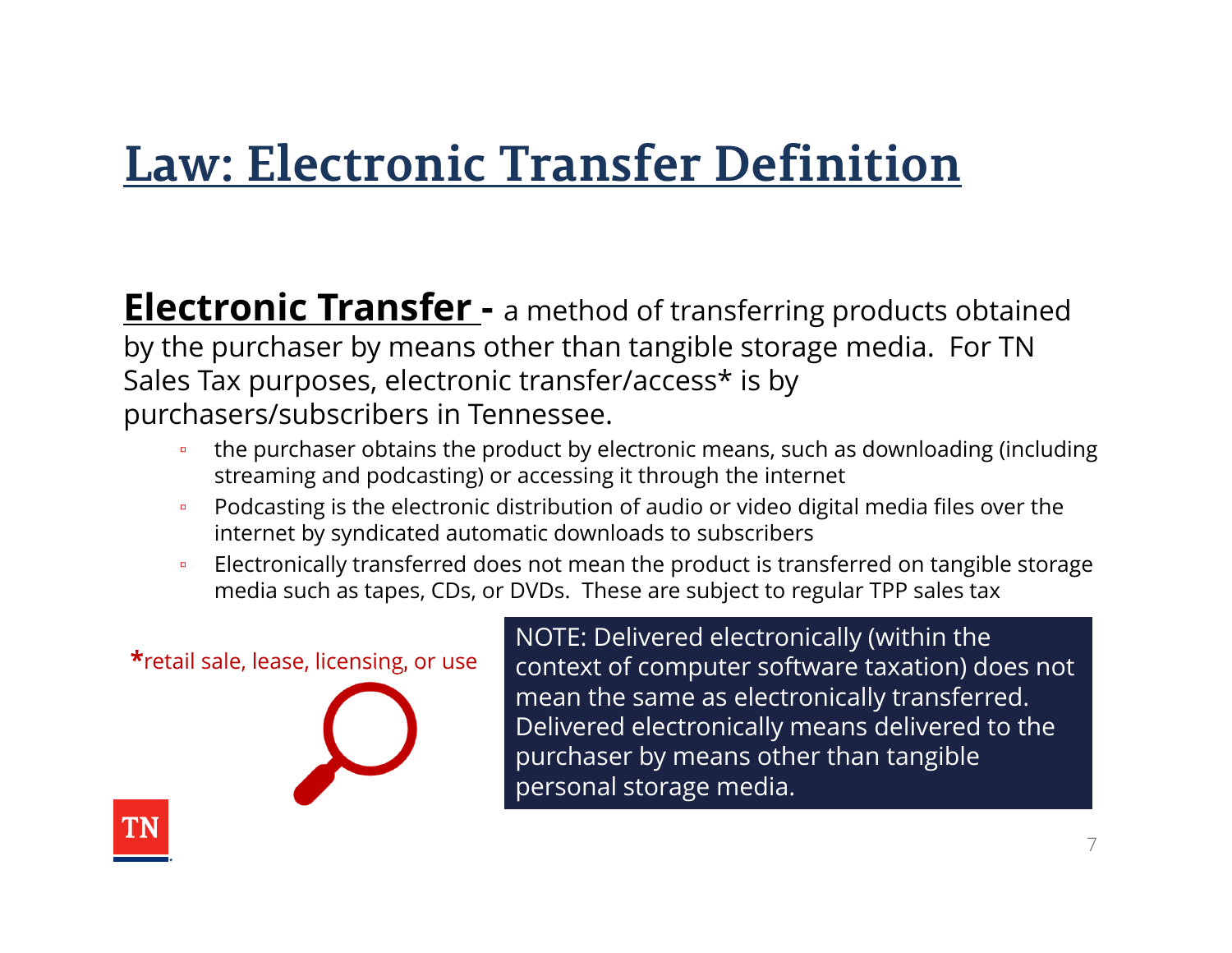# Law: Electronic Transfer Definition

**Electronic Transfer -** a method of transferring products obtained by the purchaser by means other than tangible storage media. For TN Sales Tax purposes, electronic transfer/access* is by purchasers/subscribers in Tennessee.

- the purchaser obtains the product by electronic means, such as downloading (including streaming and podcasting) or accessing it through the internet
- Podcasting is the electronic distribution of audio or video digital media files over the internet by syndicated automatic downloads to subscribers
- Electronically transferred does not mean the product is transferred on tangible storage media such as tapes, CDs, or DVDs. These are subject to regular TPP sales tax

*retail sale, lease, licensing, or use

NOTE: Delivered electronically (within the context of computer software taxation) does not mean the same as electronically transferred. Delivered electronically means delivered to the purchaser by means other than tangible personal storage media.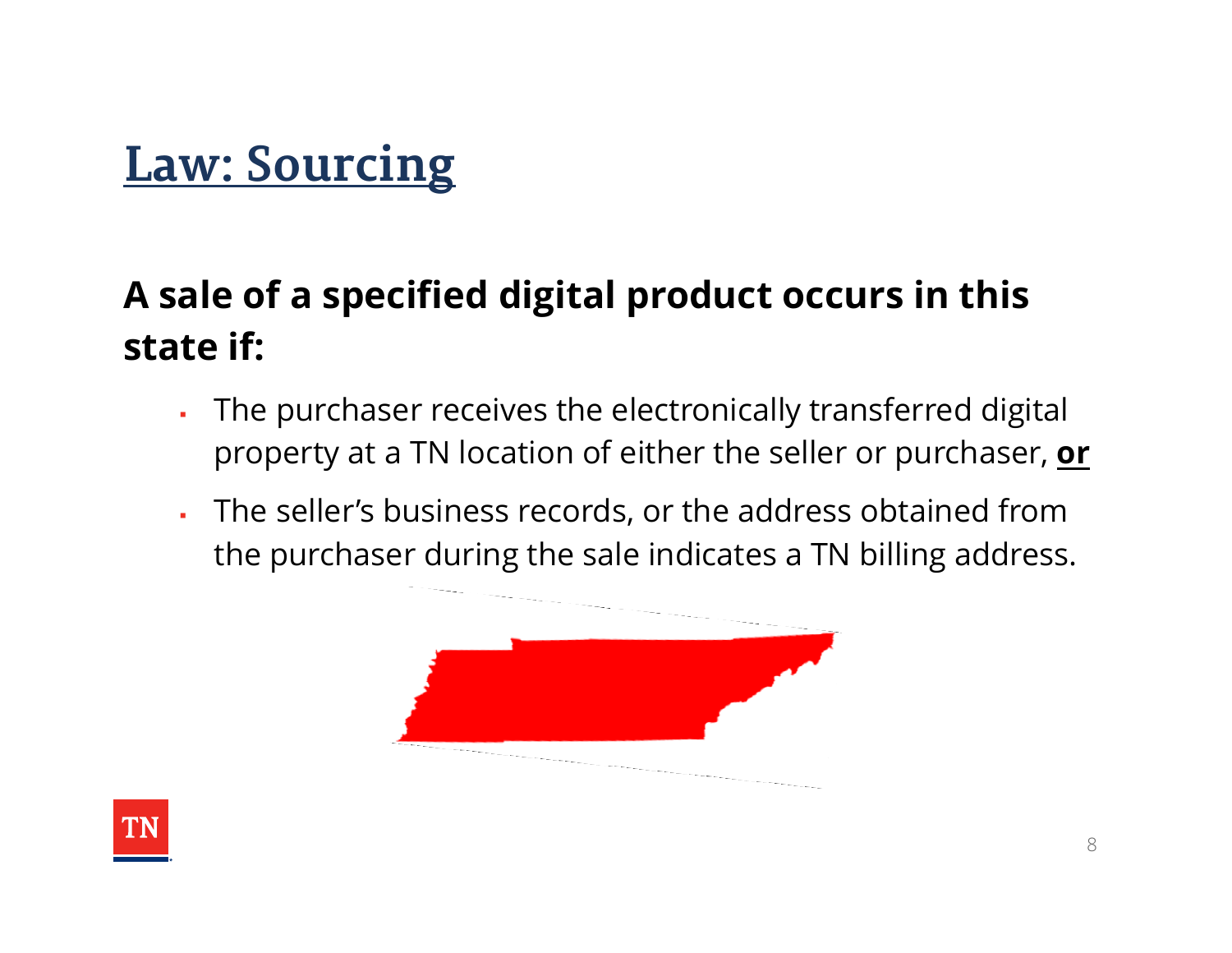# Law: Sourcing

**A sale of a specified digital product occurs in this state if:**

- The purchaser receives the electronically transferred digital property at a TN location of either the seller or purchaser, **or**
- The seller's business records, or the address obtained from the purchaser during the sale indicates a TN billing address.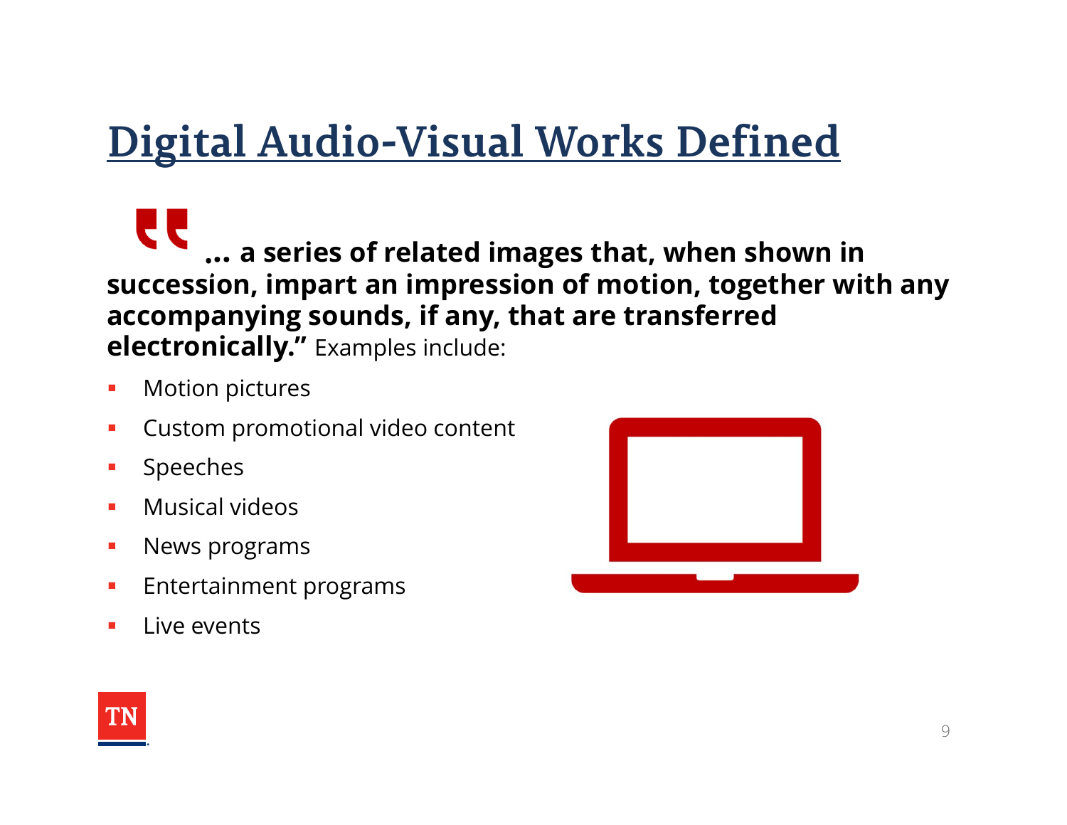# Digital Audio-Visual Works Defined

**"… a series of related images that, when shown in succession, impart an impression of motion, together with any accompanying sounds, if any, that are transferred electronically."** Examples include:

- Motion pictures
- Custom promotional video content
- Speeches
- Musical videos
- News programs
- Entertainment programs
- Live events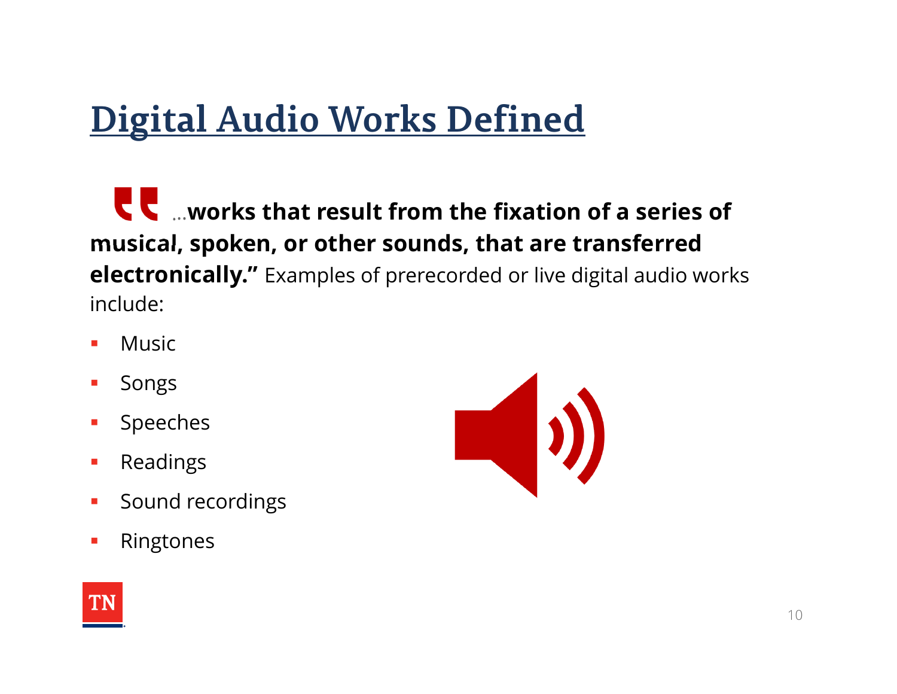# Digital Audio Works Defined

"…**works that result from the fixation of a series of musical, spoken, or other sounds, that are transferred electronically."** Examples of prerecorded or live digital audio works include:

- Music
- Songs
- Speeches
- Readings
- Sound recordings
- Ringtones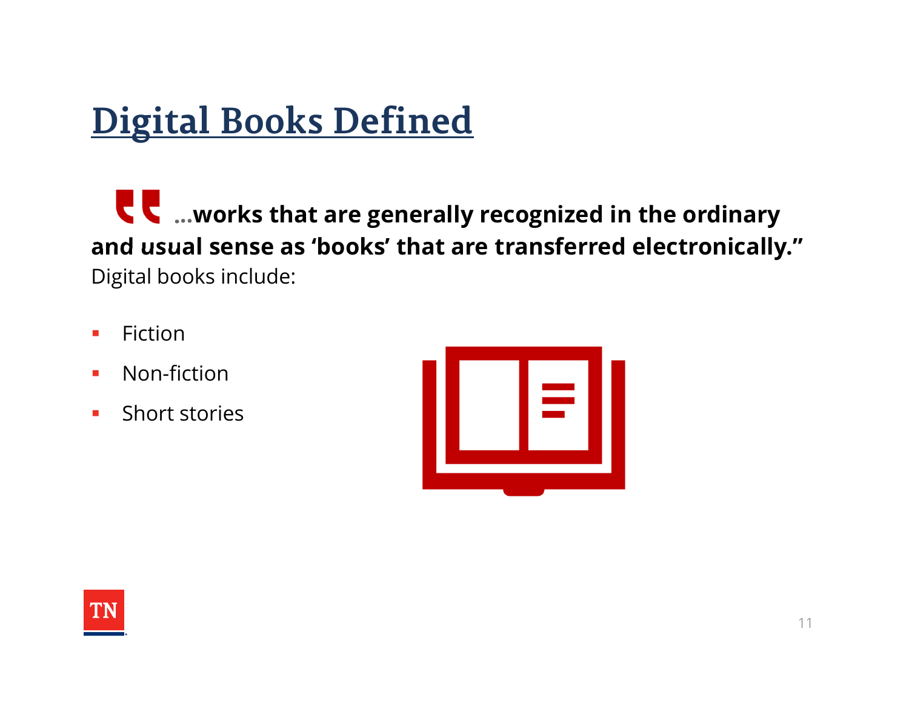# Digital Books Defined

**"...works that are generally recognized in the ordinary and usual sense as 'books' that are transferred electronically."**

Digital books include:

- Fiction
- Non-fiction
- Short stories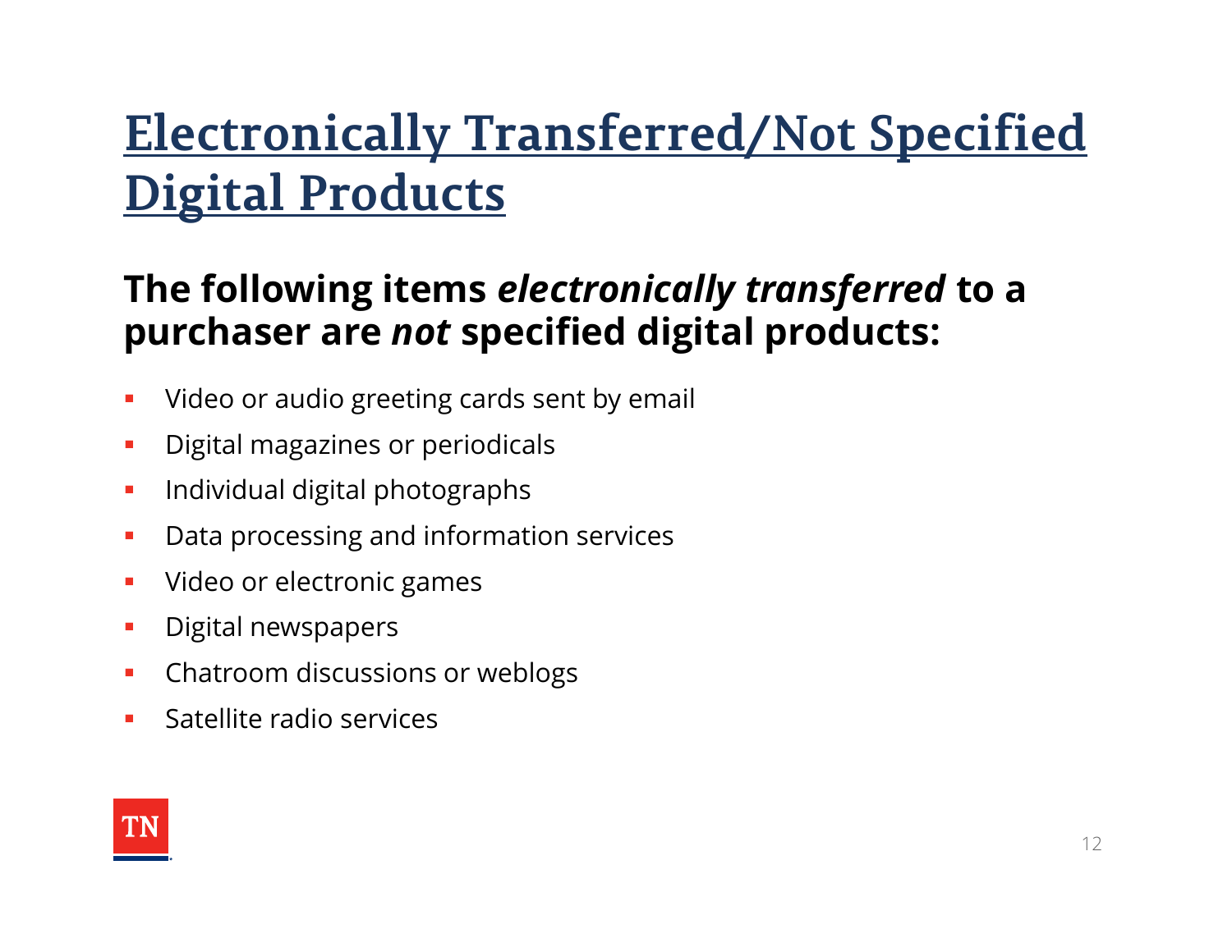# Electronically Transferred/Not Specified Digital Products

**The following items *electronically transferred* to a purchaser are *not* specified digital products:**

- Video or audio greeting cards sent by email
- Digital magazines or periodicals
- Individual digital photographs
- Data processing and information services
- Video or electronic games
- Digital newspapers
- Chatroom discussions or weblogs
- Satellite radio services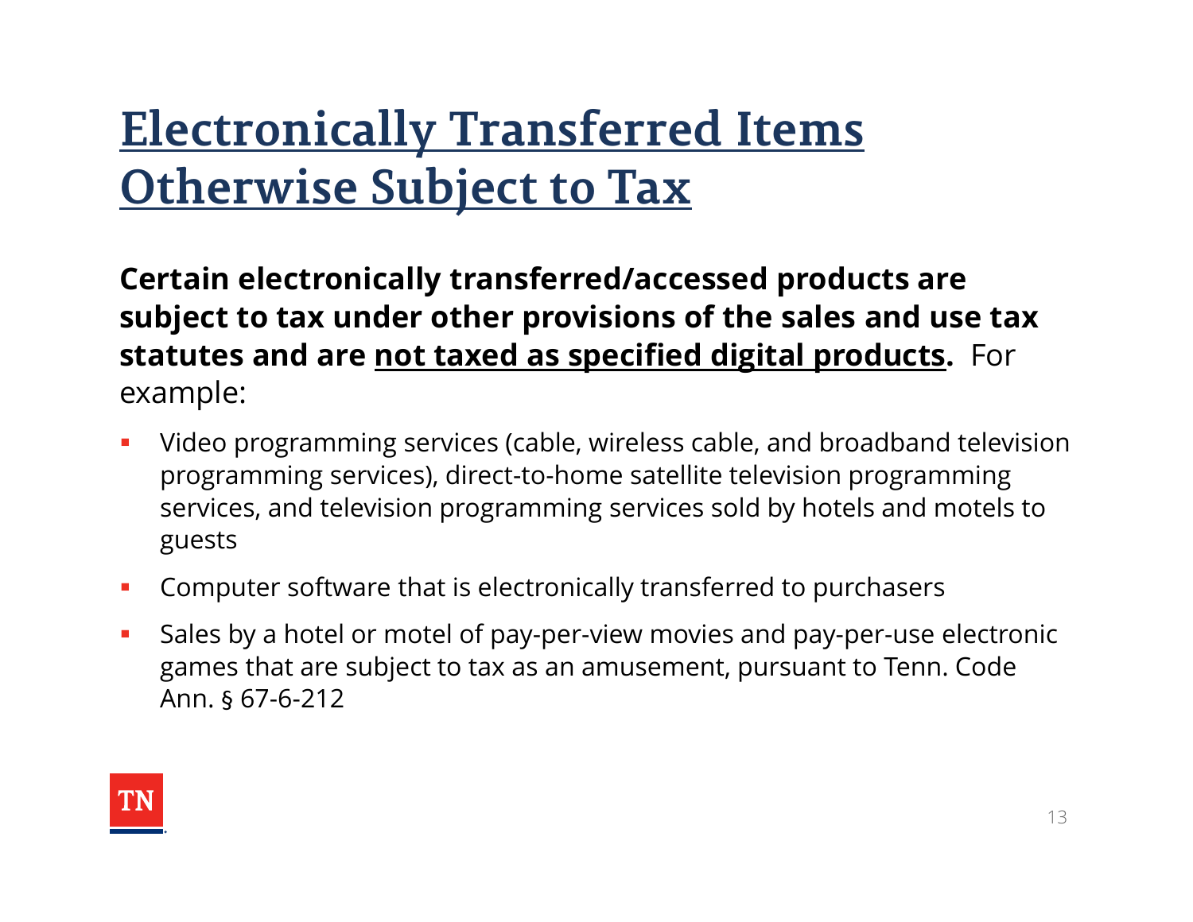# Electronically Transferred Items Otherwise Subject to Tax

**Certain electronically transferred/accessed products are subject to tax under other provisions of the sales and use tax statutes and are <u>not taxed as specified digital products</u>.** For example:

- Video programming services (cable, wireless cable, and broadband television programming services), direct-to-home satellite television programming services, and television programming services sold by hotels and motels to guests
- Computer software that is electronically transferred to purchasers
- Sales by a hotel or motel of pay-per-view movies and pay-per-use electronic games that are subject to tax as an amusement, pursuant to Tenn. Code Ann. § 67-6-212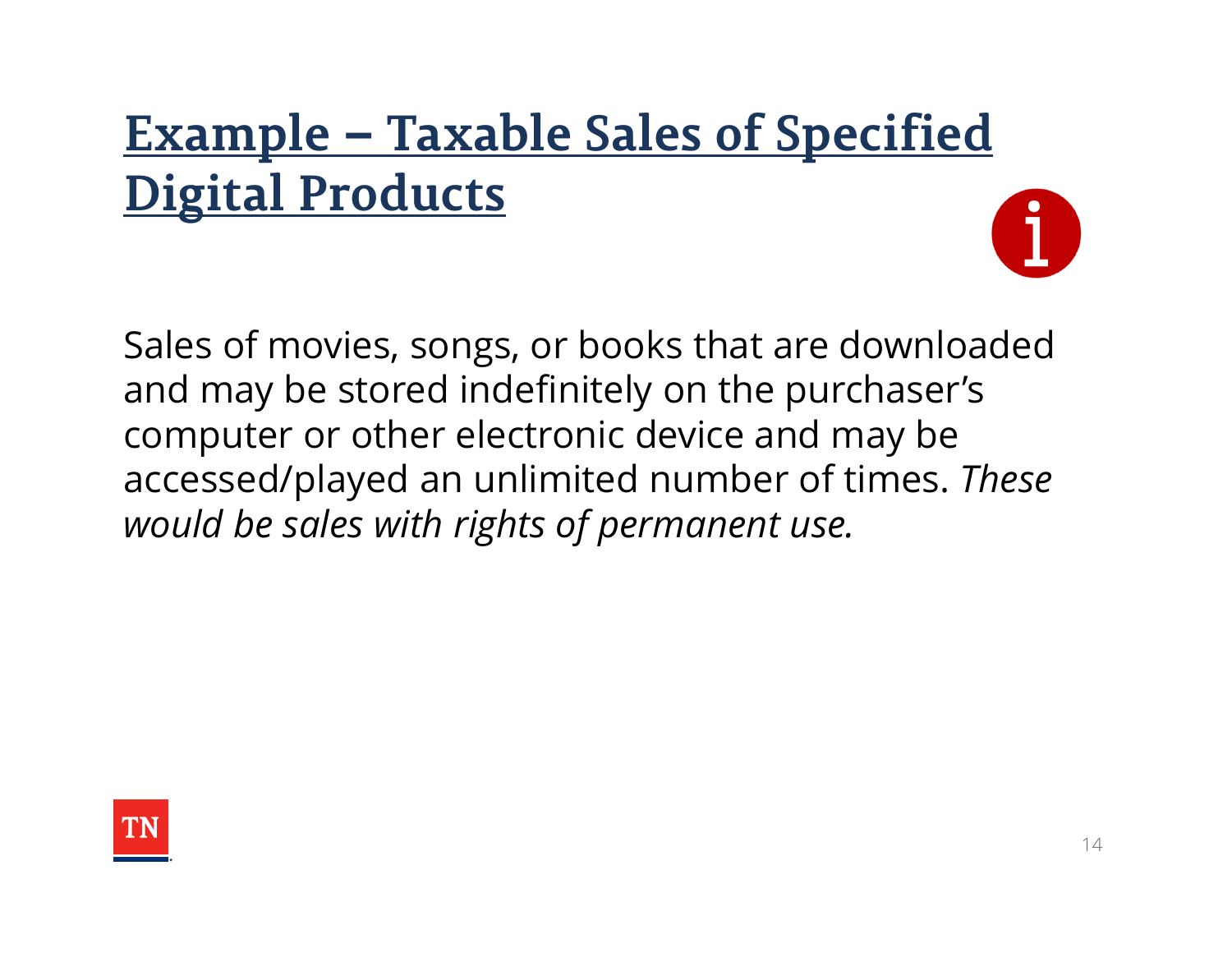# Example – Taxable Sales of Specified Digital Products

Sales of movies, songs, or books that are downloaded and may be stored indefinitely on the purchaser's computer or other electronic device and may be accessed/played an unlimited number of times. *These would be sales with rights of permanent use.*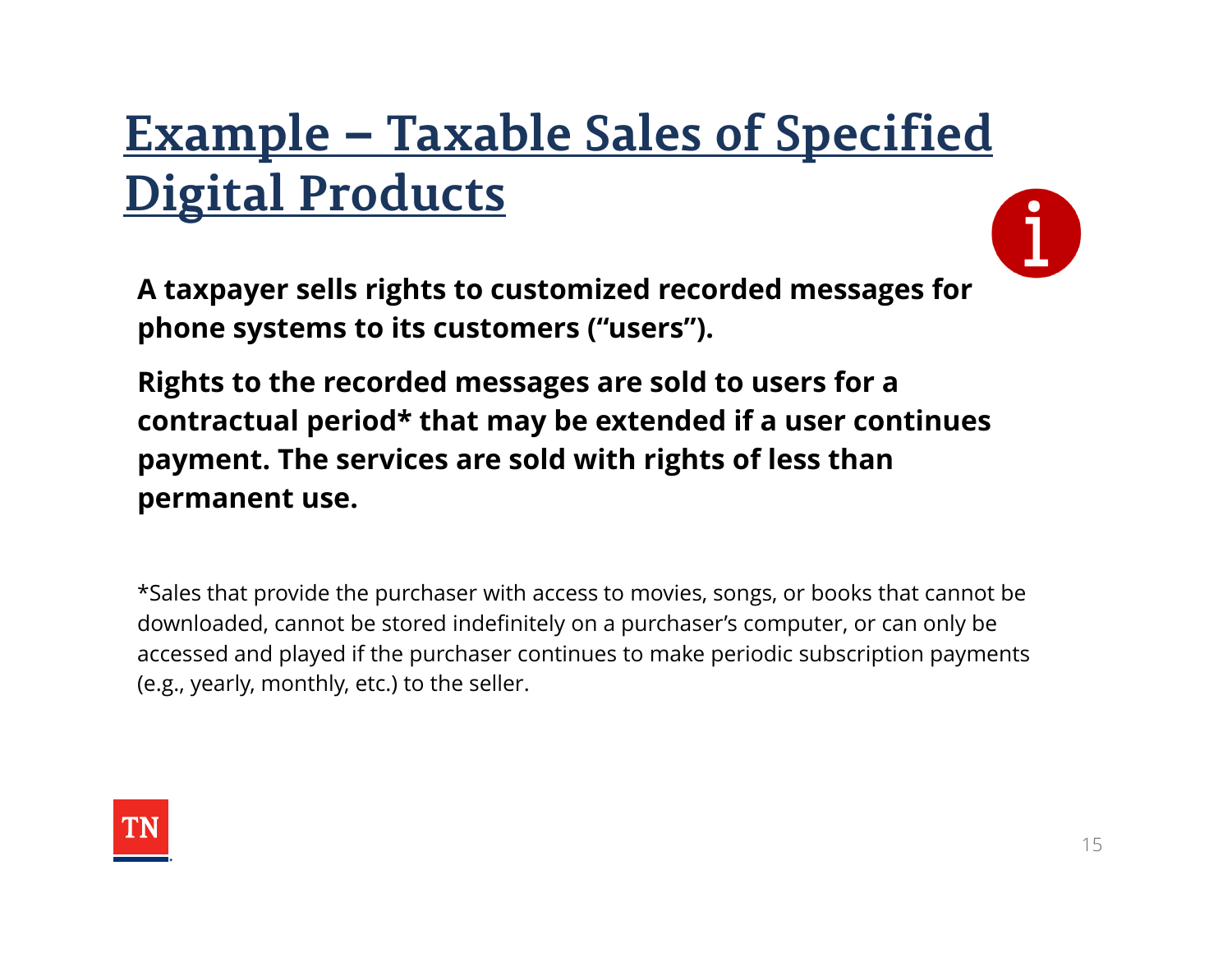# Example – Taxable Sales of Specified Digital Products

**A taxpayer sells rights to customized recorded messages for phone systems to its customers ("users").**

**Rights to the recorded messages are sold to users for a contractual period* that may be extended if a user continues payment. The services are sold with rights of less than permanent use.**

*Sales that provide the purchaser with access to movies, songs, or books that cannot be downloaded, cannot be stored indefinitely on a purchaser's computer, or can only be accessed and played if the purchaser continues to make periodic subscription payments (e.g., yearly, monthly, etc.) to the seller.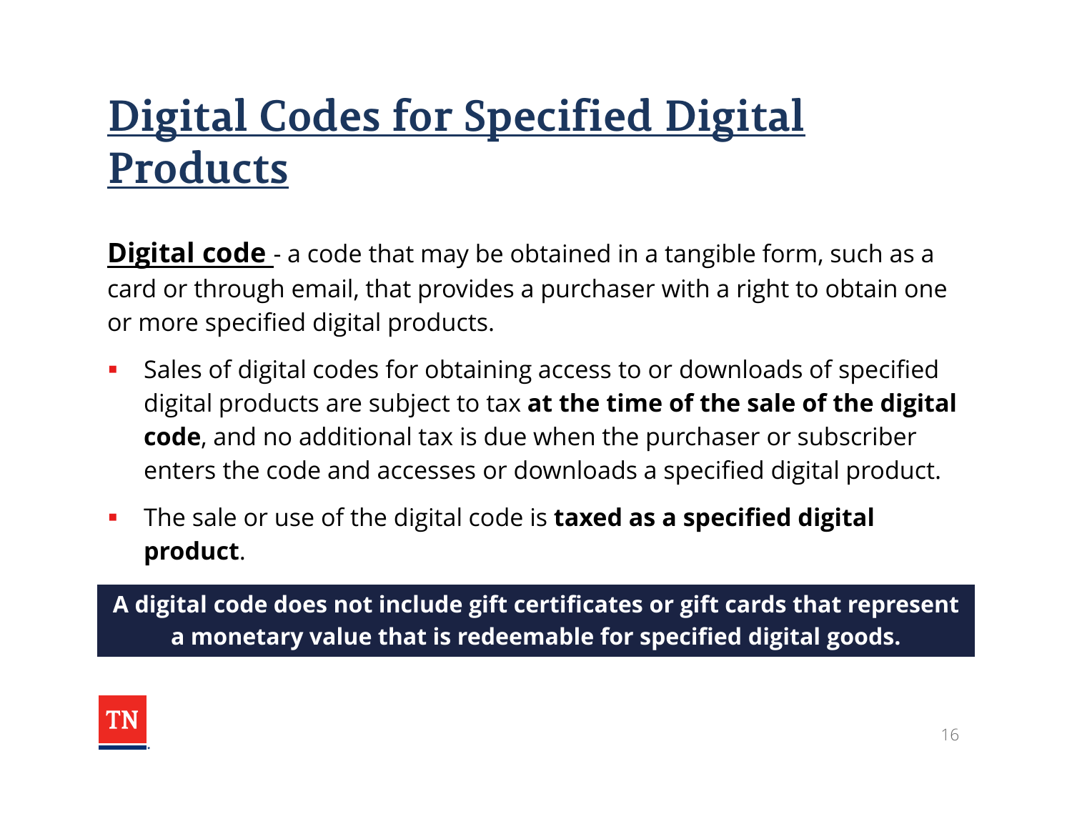# Digital Codes for Specified Digital Products

**Digital code** - a code that may be obtained in a tangible form, such as a card or through email, that provides a purchaser with a right to obtain one or more specified digital products.

- Sales of digital codes for obtaining access to or downloads of specified digital products are subject to tax **at the time of the sale of the digital code**, and no additional tax is due when the purchaser or subscriber enters the code and accesses or downloads a specified digital product.
- The sale or use of the digital code is **taxed as a specified digital product**.

**A digital code does not include gift certificates or gift cards that represent a monetary value that is redeemable for specified digital goods.**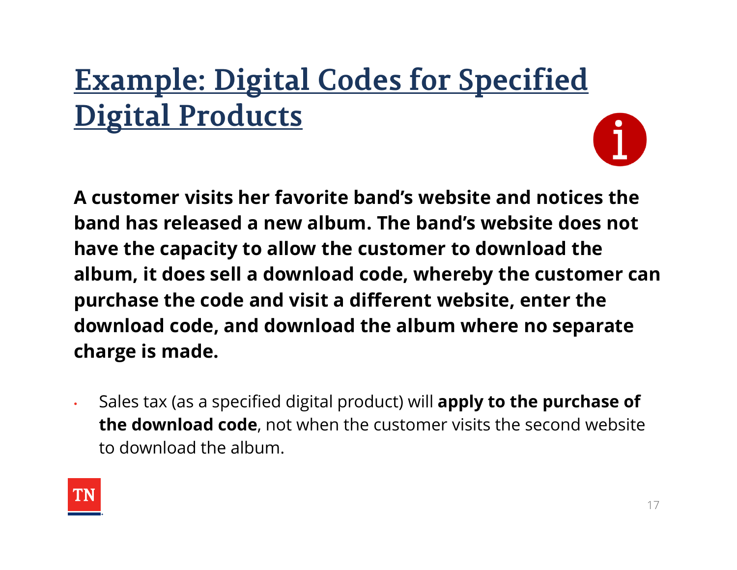# Example: Digital Codes for Specified Digital Products

**A customer visits her favorite band's website and notices the band has released a new album. The band's website does not have the capacity to allow the customer to download the album, it does sell a download code, whereby the customer can purchase the code and visit a different website, enter the download code, and download the album where no separate charge is made.**

- Sales tax (as a specified digital product) will **apply to the purchase of the download code**, not when the customer visits the second website to download the album.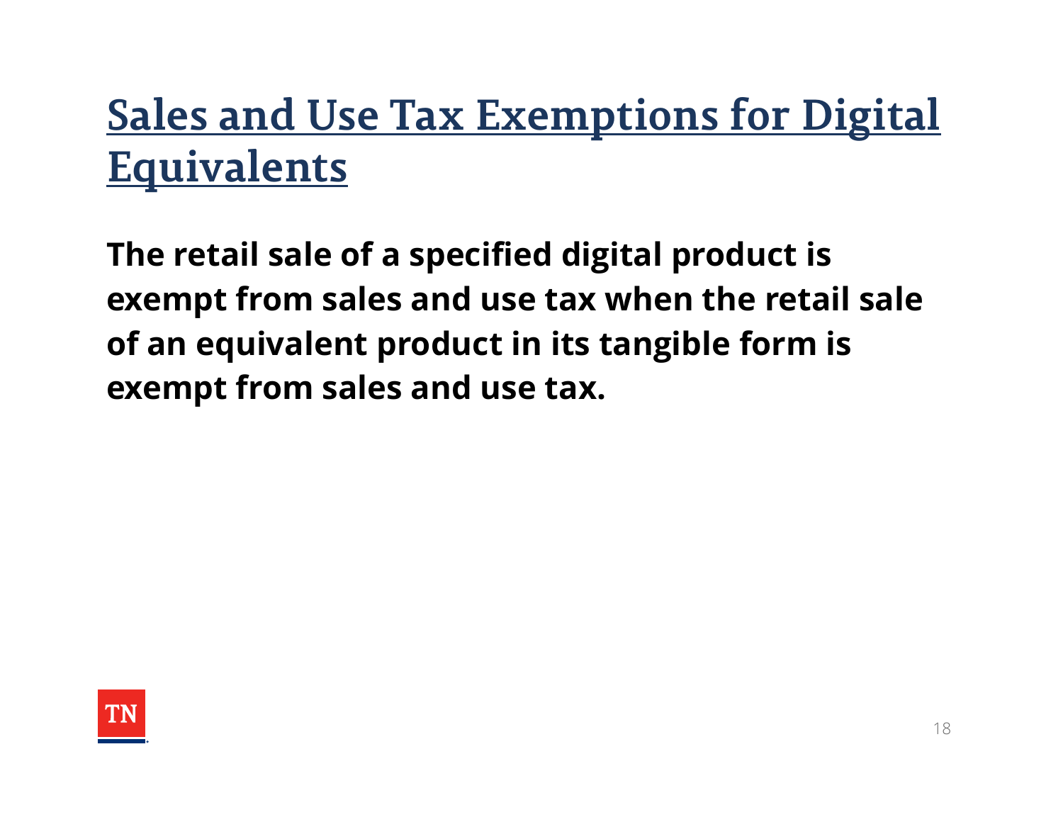# Sales and Use Tax Exemptions for Digital Equivalents

**The retail sale of a specified digital product is exempt from sales and use tax when the retail sale of an equivalent product in its tangible form is exempt from sales and use tax.**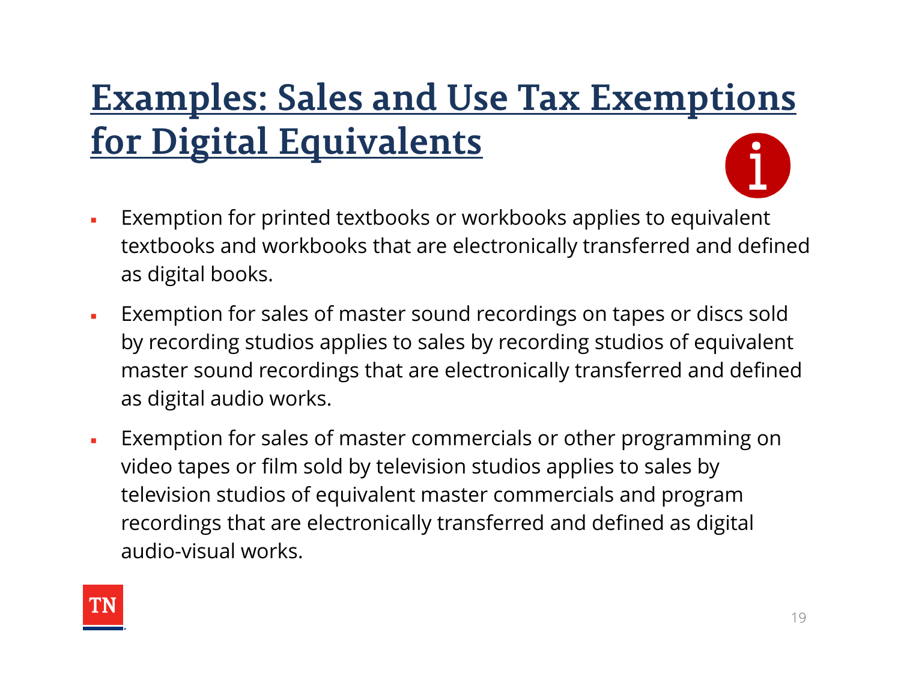# Examples: Sales and Use Tax Exemptions for Digital Equivalents

- Exemption for printed textbooks or workbooks applies to equivalent textbooks and workbooks that are electronically transferred and defined as digital books.
- Exemption for sales of master sound recordings on tapes or discs sold by recording studios applies to sales by recording studios of equivalent master sound recordings that are electronically transferred and defined as digital audio works.
- Exemption for sales of master commercials or other programming on video tapes or film sold by television studios applies to sales by television studios of equivalent master commercials and program recordings that are electronically transferred and defined as digital audio-visual works.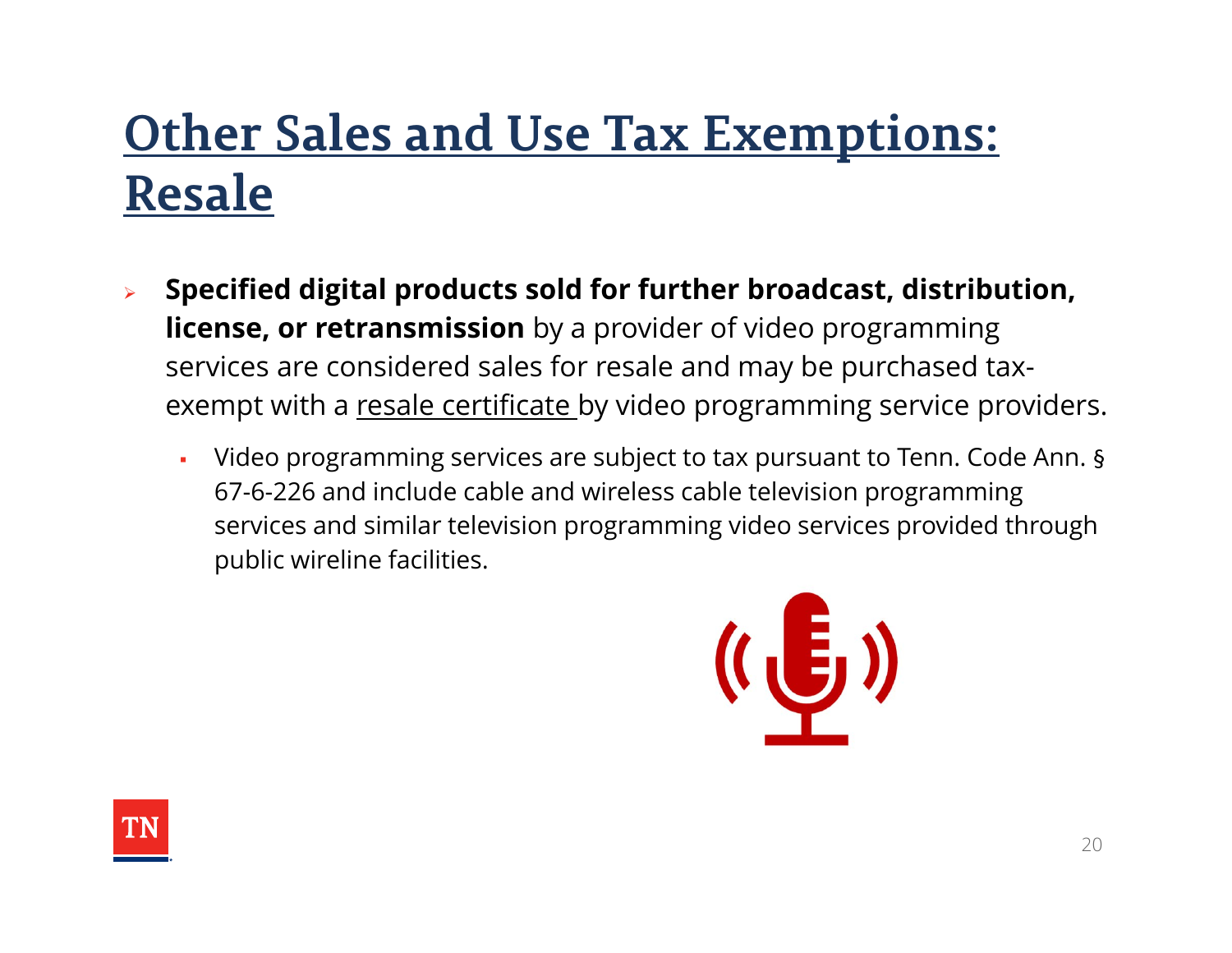# Other Sales and Use Tax Exemptions: Resale

- **Specified digital products sold for further broadcast, distribution, license, or retransmission** by a provider of video programming services are considered sales for resale and may be purchased tax-exempt with a resale certificate by video programming service providers.
  - Video programming services are subject to tax pursuant to Tenn. Code Ann. § 67-6-226 and include cable and wireless cable television programming services and similar television programming video services provided through public wireline facilities.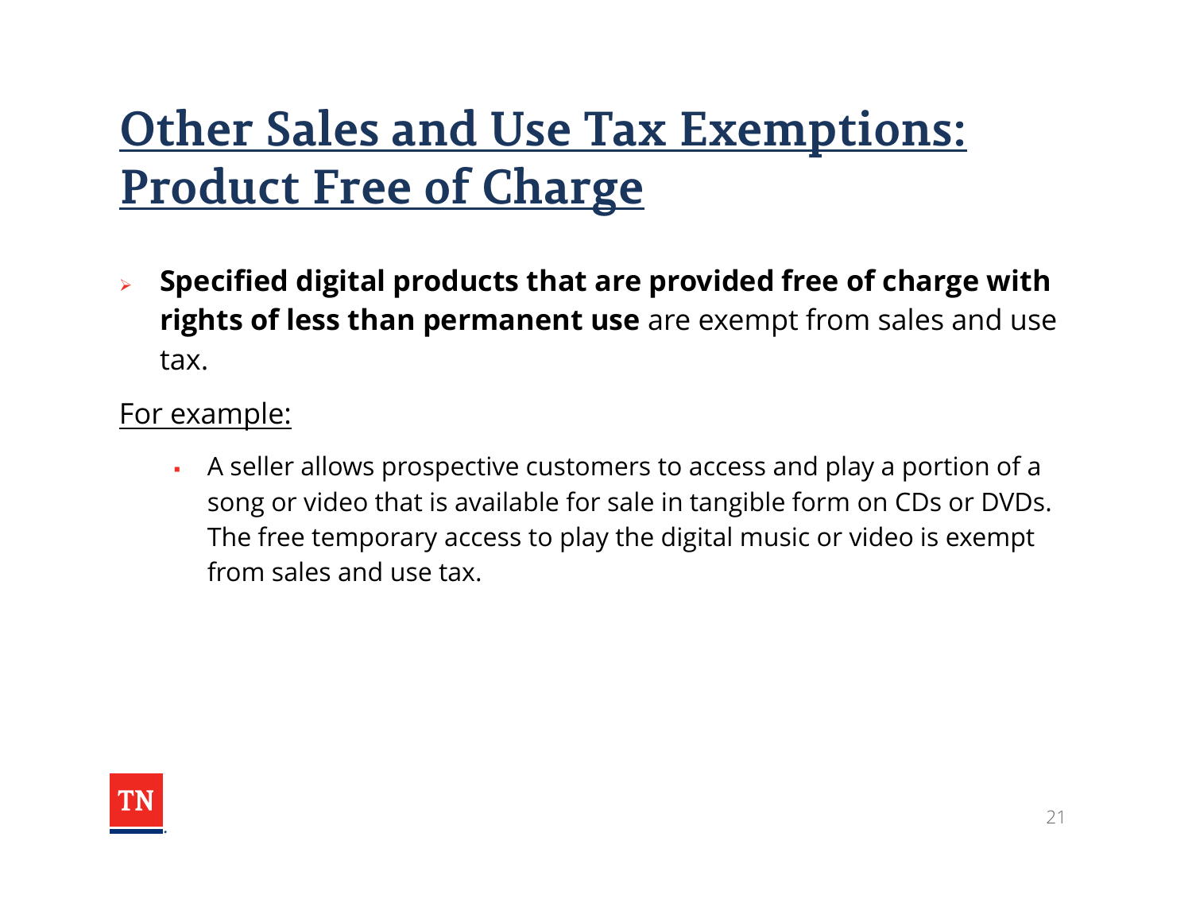# Other Sales and Use Tax Exemptions: Product Free of Charge

- **Specified digital products that are provided free of charge with rights of less than permanent use** are exempt from sales and use tax.

For example:

- A seller allows prospective customers to access and play a portion of a song or video that is available for sale in tangible form on CDs or DVDs. The free temporary access to play the digital music or video is exempt from sales and use tax.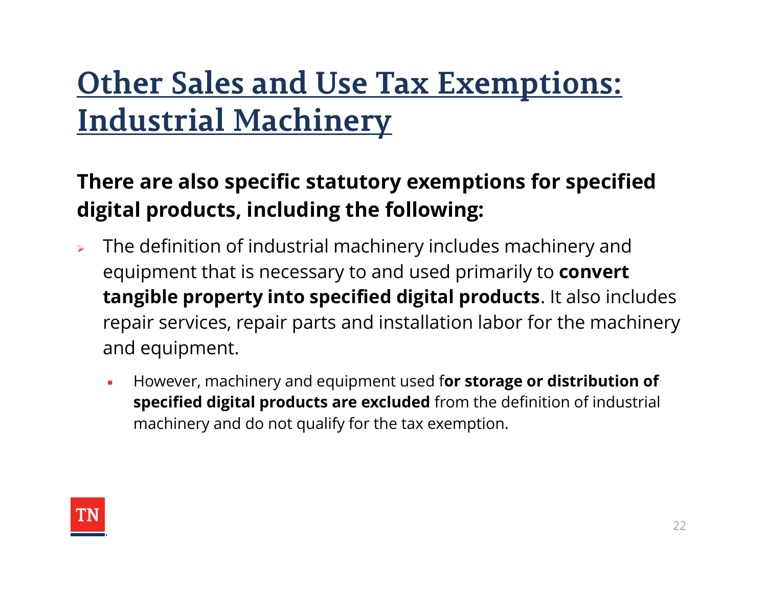# Other Sales and Use Tax Exemptions: Industrial Machinery

**There are also specific statutory exemptions for specified digital products, including the following:**

- The definition of industrial machinery includes machinery and equipment that is necessary to and used primarily to **convert tangible property into specified digital products**. It also includes repair services, repair parts and installation labor for the machinery and equipment.
  - However, machinery and equipment used f**or storage or distribution of specified digital products are excluded** from the definition of industrial machinery and do not qualify for the tax exemption.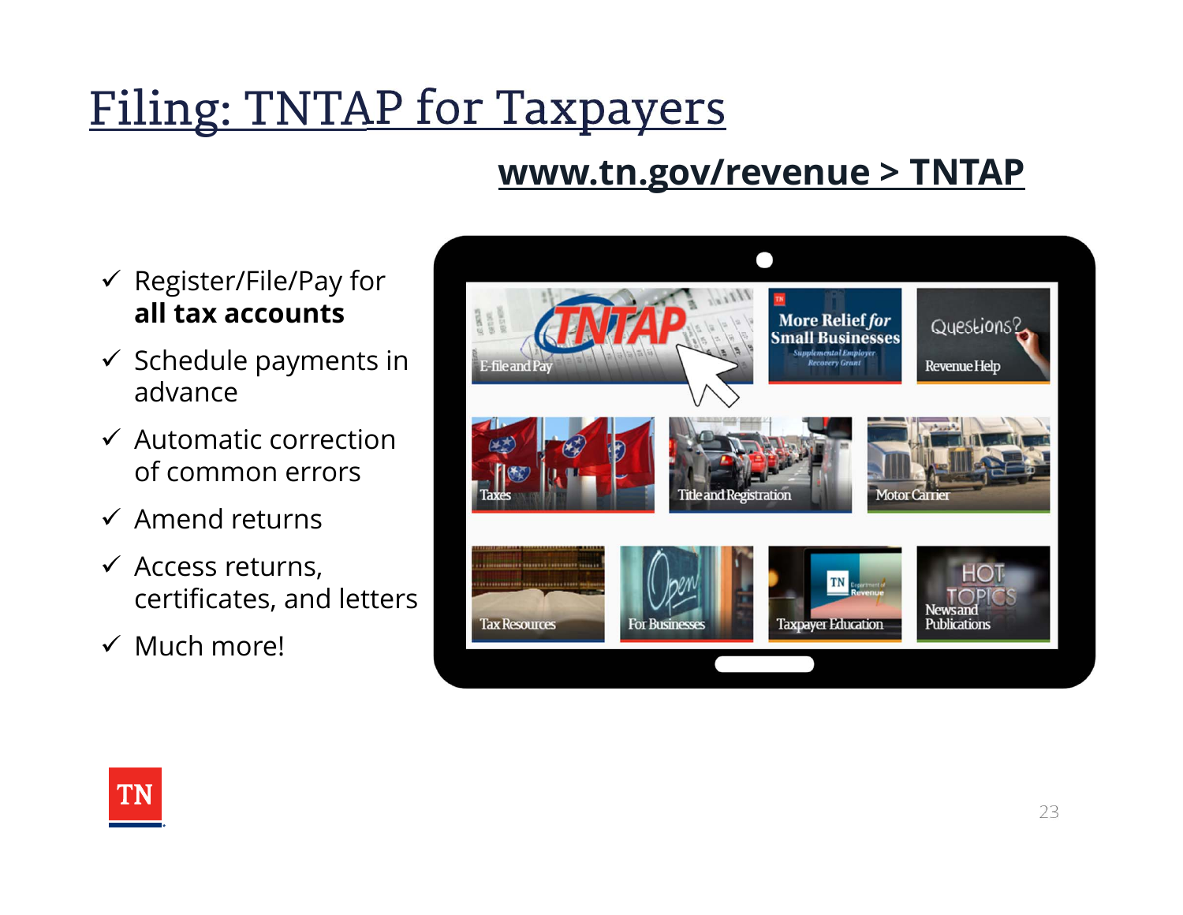# Filing: TNTAP for Taxpayers

**www.tn.gov/revenue > TNTAP**

- ✓ Register/File/Pay for **all tax accounts**
- ✓ Schedule payments in advance
- ✓ Automatic correction of common errors
- ✓ Amend returns
- ✓ Access returns, certificates, and letters
- ✓ Much more!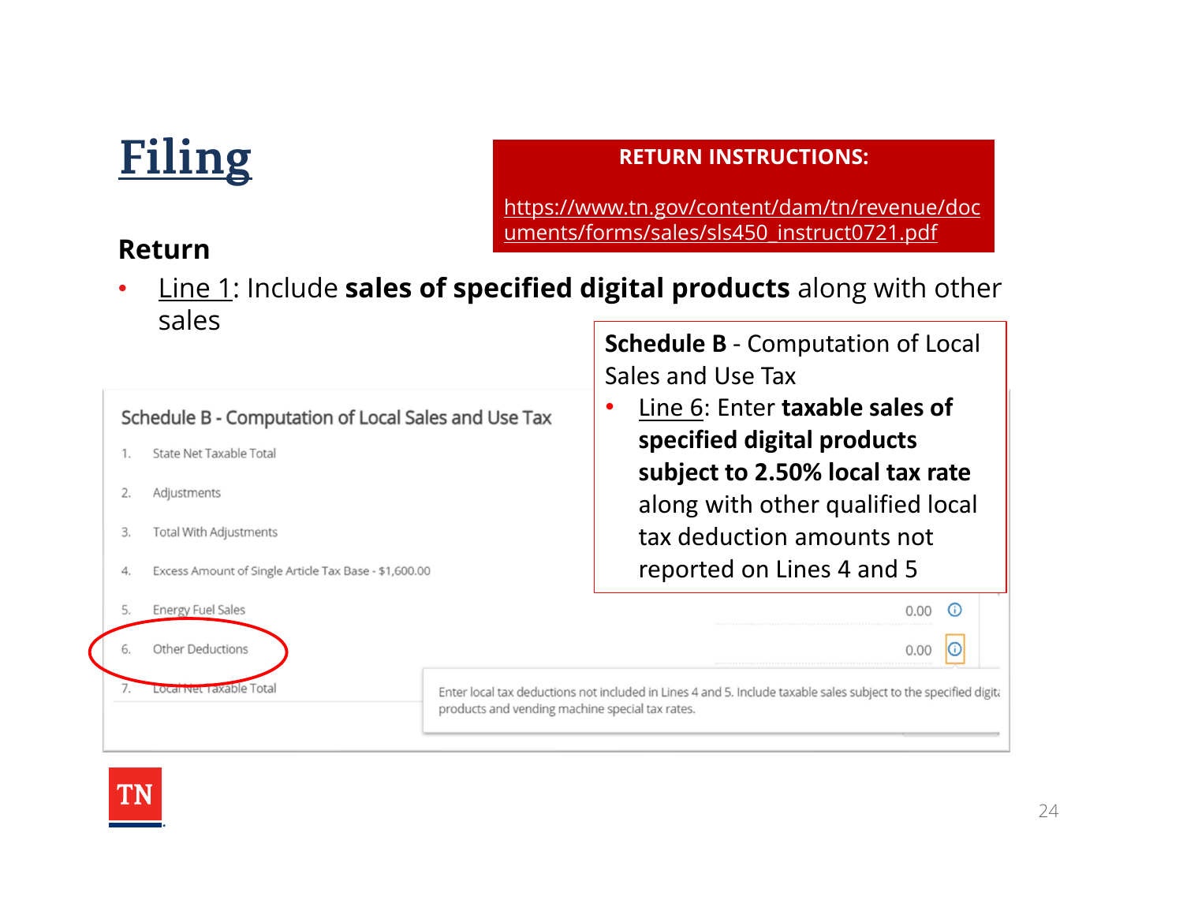# Filing

**RETURN INSTRUCTIONS:**

https://www.tn.gov/content/dam/tn/revenue/documents/forms/sales/sls450_instruct0721.pdf

## Return

- Line 1: Include **sales of specified digital products** along with other sales

**Schedule B** - Computation of Local Sales and Use Tax

- Line 6: Enter **taxable sales of specified digital products subject to 2.50% local tax rate** along with other qualified local tax deduction amounts not reported on Lines 4 and 5

Schedule B - Computation of Local Sales and Use Tax

1. State Net Taxable Total
2. Adjustments
3. Total With Adjustments
4. Excess Amount of Single Article Tax Base - $1,600.00
5. Energy Fuel Sales 0.00
6. Other Deductions 0.00
7. Local Net Taxable Total

Enter local tax deductions not included in Lines 4 and 5. Include taxable sales subject to the specified digital products and vending machine special tax rates.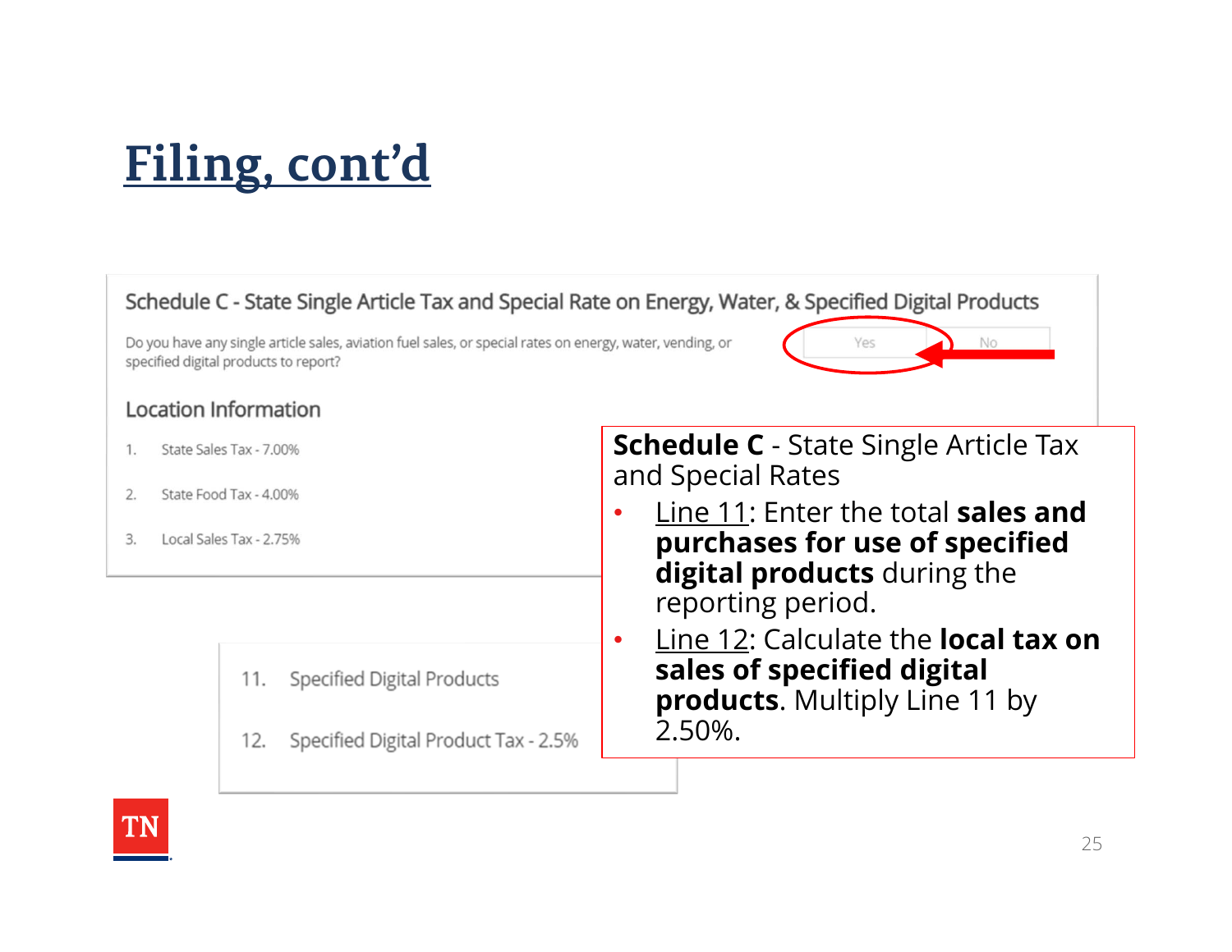# Filing, cont'd

Schedule C - State Single Article Tax and Special Rate on Energy, Water, & Specified Digital Products

Do you have any single article sales, aviation fuel sales, or special rates on energy, water, vending, or specified digital products to report?

Yes | No

## Location Information

1. State Sales Tax - 7.00%
2. State Food Tax - 4.00%
3. Local Sales Tax - 2.75%

11. Specified Digital Products
12. Specified Digital Product Tax - 2.5%

**Schedule C** - State Single Article Tax and Special Rates

- Line 11: Enter the total **sales and purchases for use of specified digital products** during the reporting period.
- Line 12: Calculate the **local tax on sales of specified digital products**. Multiply Line 11 by 2.50%.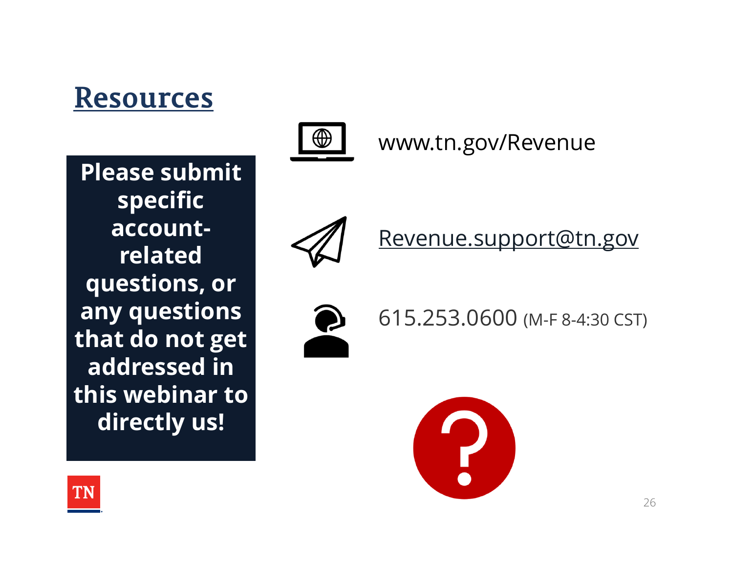# Resources

**Please submit specific account-related questions, or any questions that do not get addressed in this webinar to directly us!**

www.tn.gov/Revenue

Revenue.support@tn.gov

615.253.0600 (M-F 8-4:30 CST)